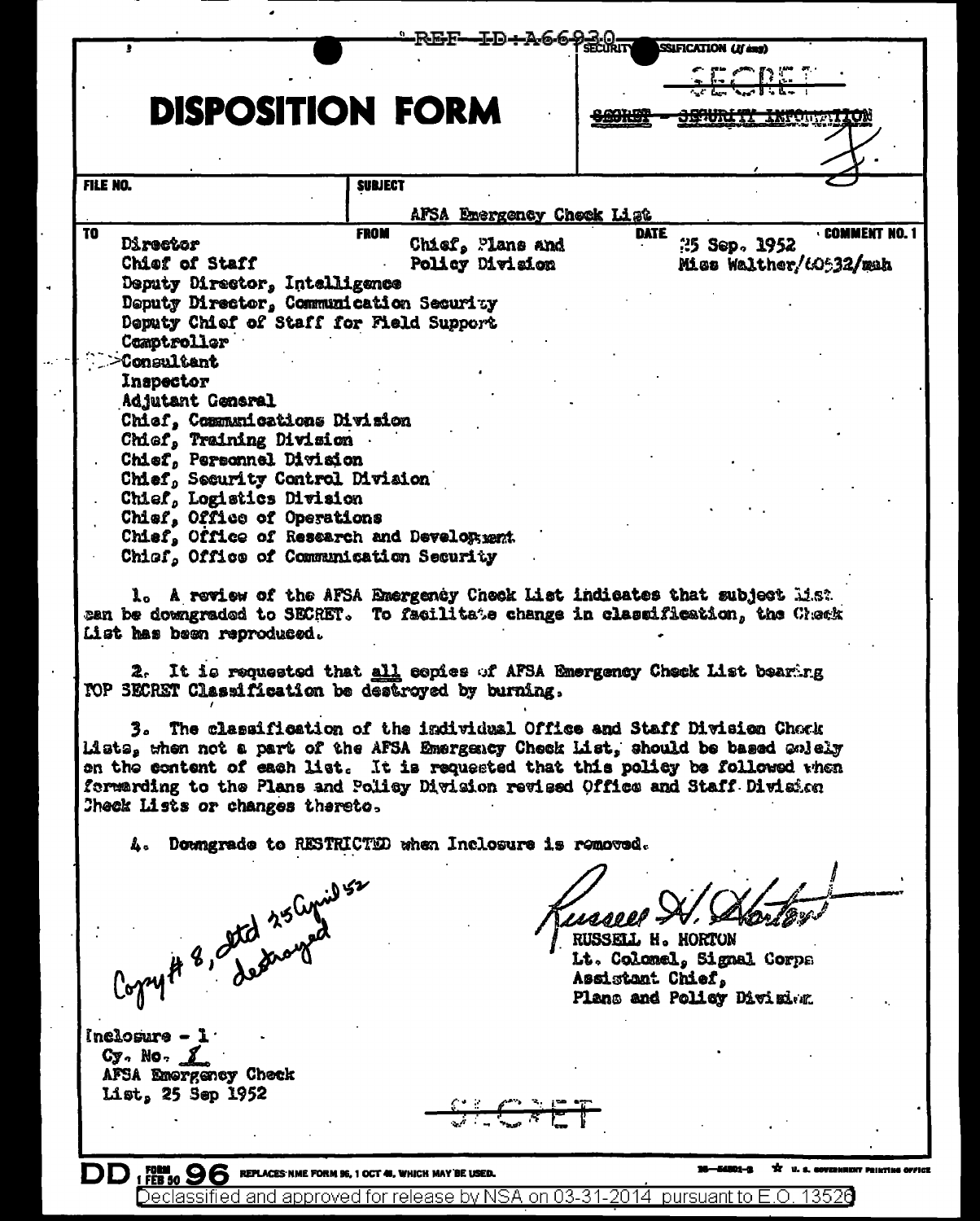REF ID:A66930

SECURITY CLASSIFICATION (If any)

SECRET

~~SECRET - SECURITY INFORMATION~~

# DISPOSITION FORM

| FILE NO. | SUBJECT | | |
|---|---|---|---|
| | AFSA Emergency Check List | | |
| TO | FROM | DATE | COMMENT NO. 1 |
| Director<br>Chief of Staff<br>Deputy Director, Intelligence<br>Deputy Director, Communication Security<br>Deputy Chief of Staff for Field Support<br>Comptroller<br>Consultant<br>Inspector<br>Adjutant General<br>Chief, Communications Division<br>Chief, Training Division<br>Chief, Personnel Division<br>Chief, Security Control Division<br>Chief, Logistics Division<br>Chief, Office of Operations<br>Chief, Office of Research and Development<br>Chief, Office of Communication Security | Chief, Plans and Policy Division | 25 Sep. 1952<br>Miss Walther/60532/mah | |

1. A review of the AFSA Emergency Check List indicates that subject list can be downgraded to SECRET. To facilitate change in classification, the Check List has been reproduced.

2. It is requested that all copies of AFSA Emergency Check List bearing TOP SECRET Classification be destroyed by burning.

3. The classification of the individual Office and Staff Division Check Lists, when not a part of the AFSA Emergency Check List, should be based solely on the content of each list. It is requested that this policy be followed when forwarding to the Plans and Policy Division revised Office and Staff Division Check Lists or changes thereto.

4. Downgrade to RESTRICTED when Inclosure is removed.

Copy # 8, dtd 25 April 52 destroyed

RUSSELL H. HORTON
Lt. Colonel, Signal Corps
Assistant Chief,
Plans and Policy Division

Inclosure - 1
Cy. No. 1
AFSA Emergency Check List, 25 Sep 1952

SECRET

DD FORM 1 FEB 50 96 REPLACES NME FORM 96, 1 OCT 48, WHICH MAY BE USED.

Declassified and approved for release by NSA on 03-31-2014 pursuant to E.O. 13526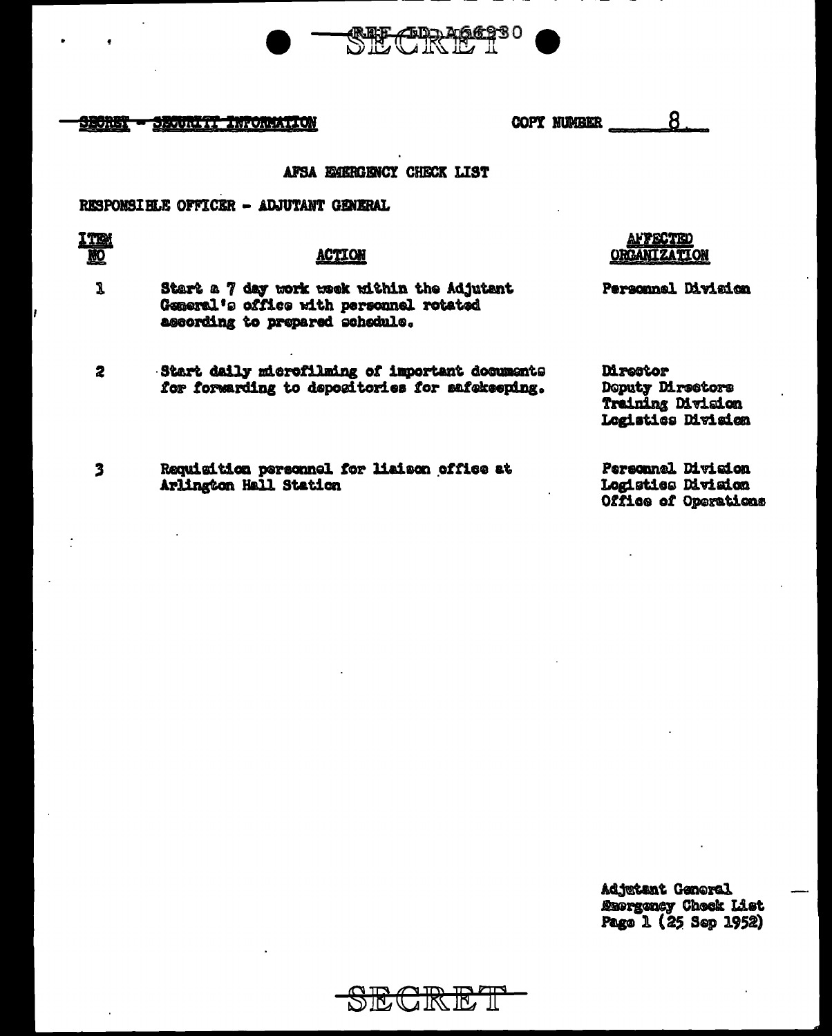SECRET - SECURITY INFORMATION

COPY NUMBER 8

## AFSA EMERGENCY CHECK LIST

RESPONSIBLE OFFICER - ADJUTANT GENERAL

| ITEM NO | ACTION | AFFECTED ORGANIZATION |
| --- | --- | --- |
| 1 | Start a 7 day work week within the Adjutant General's office with personnel rotated according to prepared schedule. | Personnel Division |
| 2 | Start daily microfilming of important documents for forwarding to depositories for safekeeping. | Director<br>Deputy Directors<br>Training Division<br>Logistics Division |
| 3 | Requisition personnel for liaison office at Arlington Hall Station | Personnel Division<br>Logistics Division<br>Office of Operations |

Adjutant General
Emergency Check List
Page 1 (25 Sep 1952)

SECRET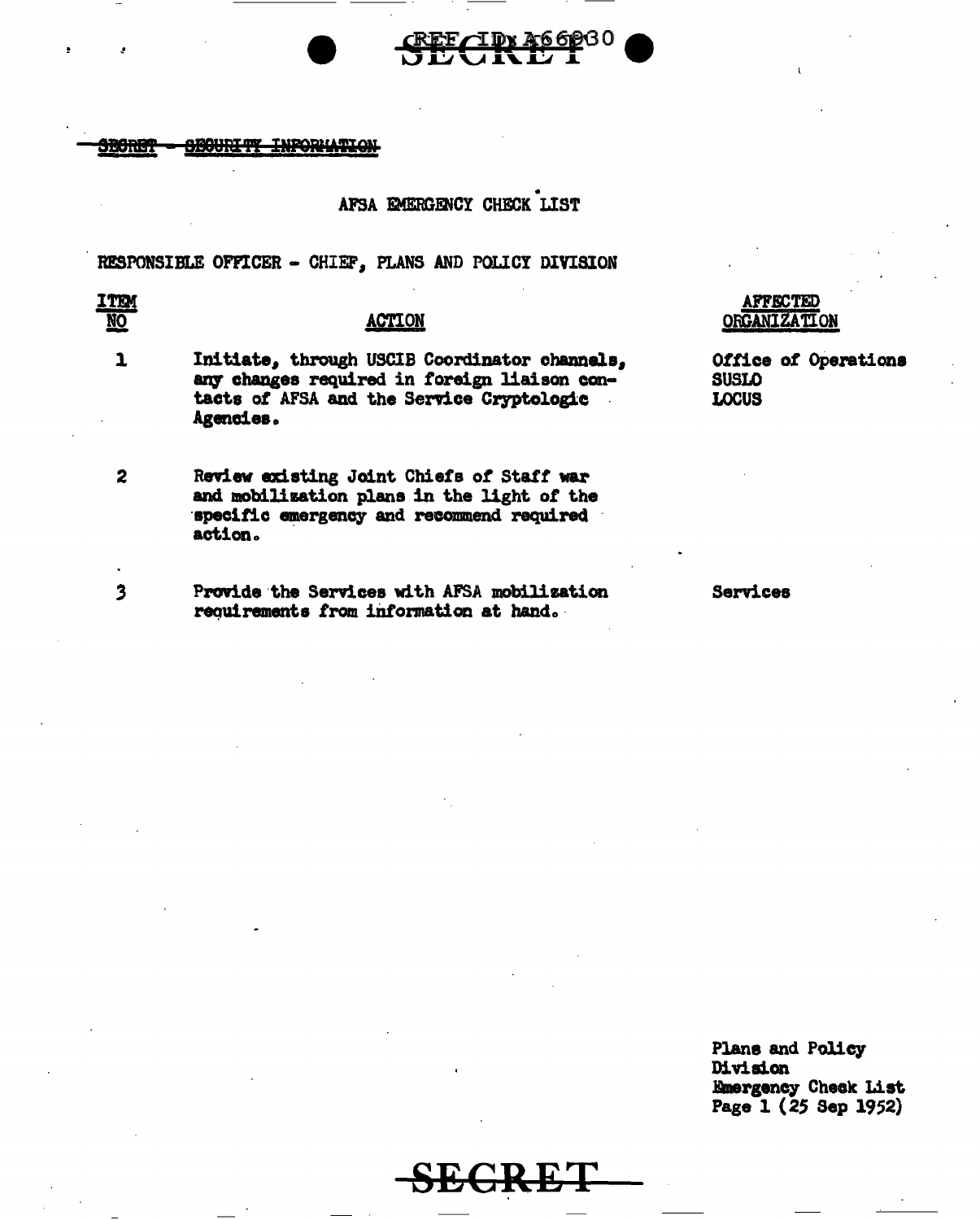SECRET - SECURITY INFORMATION

AFSA EMERGENCY CHECK LIST

RESPONSIBLE OFFICER - CHIEF, PLANS AND POLICY DIVISION

| ITEM NO | ACTION | AFFECTED ORGANIZATION |
|---|---|---|
| 1 | Initiate, through USCIB Coordinator channels, any changes required in foreign liaison contacts of AFSA and the Service Cryptologic Agencies. | Office of Operations<br>SUSLO<br>LOCUS |
| 2 | Review existing Joint Chiefs of Staff war and mobilization plans in the light of the specific emergency and recommend required action. | |
| 3 | Provide the Services with AFSA mobilization requirements from information at hand. | Services |

Plans and Policy Division
Emergency Check List
Page 1 (25 Sep 1952)

SECRET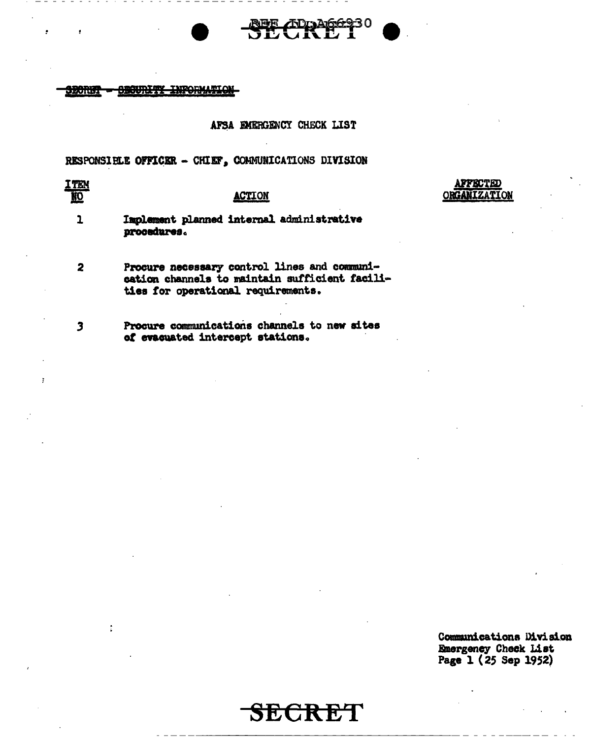SECRET - SECURITY INFORMATION

AFSA EMERGENCY CHECK LIST

RESPONSIBLE OFFICER - CHIEF, COMMUNICATIONS DIVISION

| ITEM NO | ACTION | AFFECTED ORGANIZATION |
|---|---|---|
| 1 | Implement planned internal administrative procedures. | |
| 2 | Procure necessary control lines and communication channels to maintain sufficient facilities for operational requirements. | |
| 3 | Procure communications channels to new sites of evacuated intercept stations. | |

Communications Division
Emergency Check List
Page 1 (25 Sep 1952)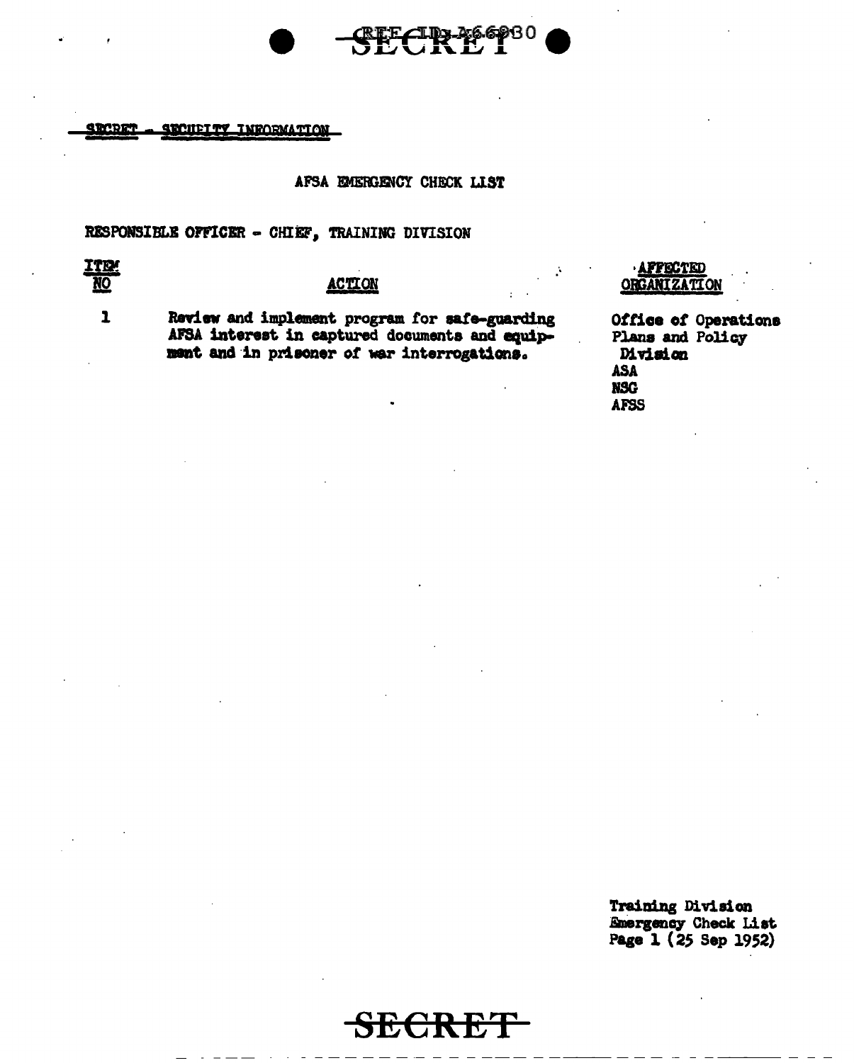SECRET - SECURITY INFORMATION

AFSA EMERGENCY CHECK LIST

RESPONSIBLE OFFICER - CHIEF, TRAINING DIVISION

| ITEM NO | ACTION | AFFECTED ORGANIZATION |
|---|---|---|
| 1 | Review and implement program for safe-guarding AFSA interest in captured documents and equipment and in prisoner of war interrogations. | Office of Operations<br>Plans and Policy Division<br>ASA<br>NSG<br>AFSS |

Training Division
Emergency Check List
Page 1 (25 Sep 1952)

SECRET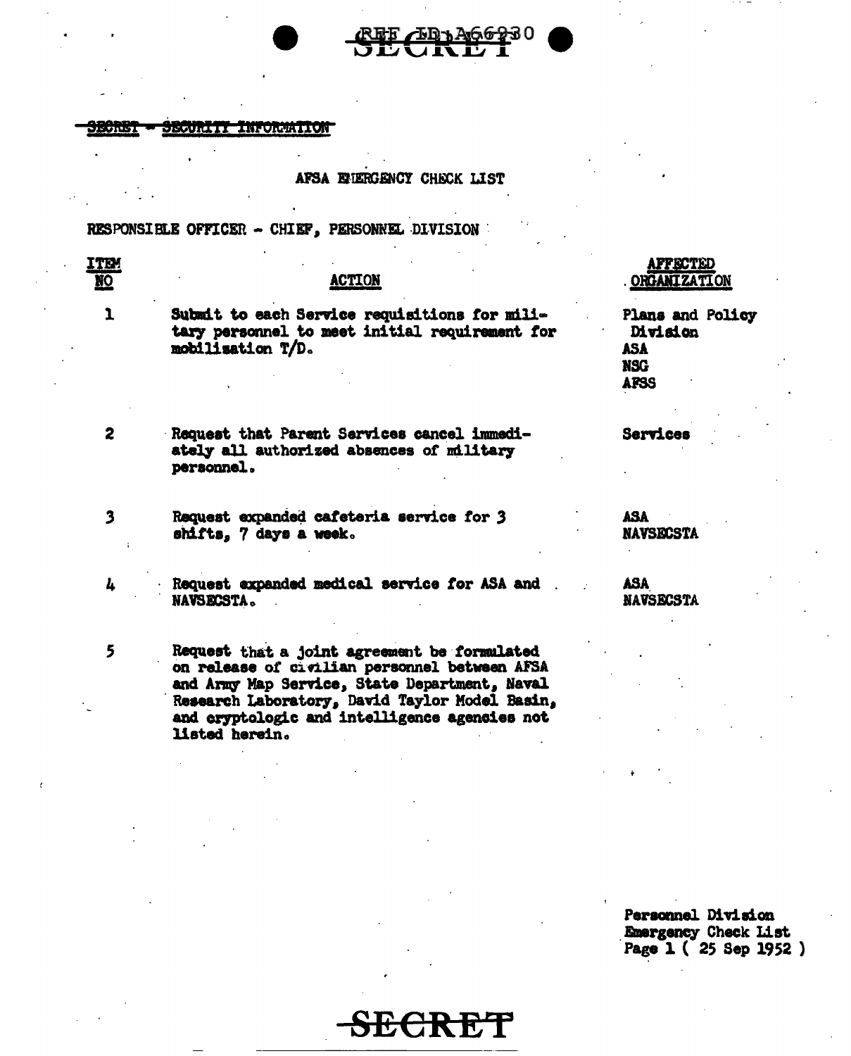SECRET - SECURITY INFORMATION

AFSA EMERGENCY CHECK LIST

RESPONSIBLE OFFICER - CHIEF, PERSONNEL DIVISION

| ITEM NO | ACTION | AFFECTED ORGANIZATION |
|---|---|---|
| 1 | Submit to each Service requisitions for military personnel to meet initial requirement for mobilization T/D. | Plans and Policy Division<br>ASA<br>NSG<br>AFSS |
| 2 | Request that Parent Services cancel immediately all authorized absences of military personnel. | Services |
| 3 | Request expanded cafeteria service for 3 shifts, 7 days a week. | ASA<br>NAVSECSTA |
| 4 | Request expanded medical service for ASA and NAVSECSTA. | ASA<br>NAVSECSTA |
| 5 | Request that a joint agreement be formulated on release of civilian personnel between AFSA and Army Map Service, State Department, Naval Research Laboratory, David Taylor Model Basin, and cryptologic and intelligence agencies not listed herein. | |

Personnel Division
Emergency Check List
Page 1 ( 25 Sep 1952 )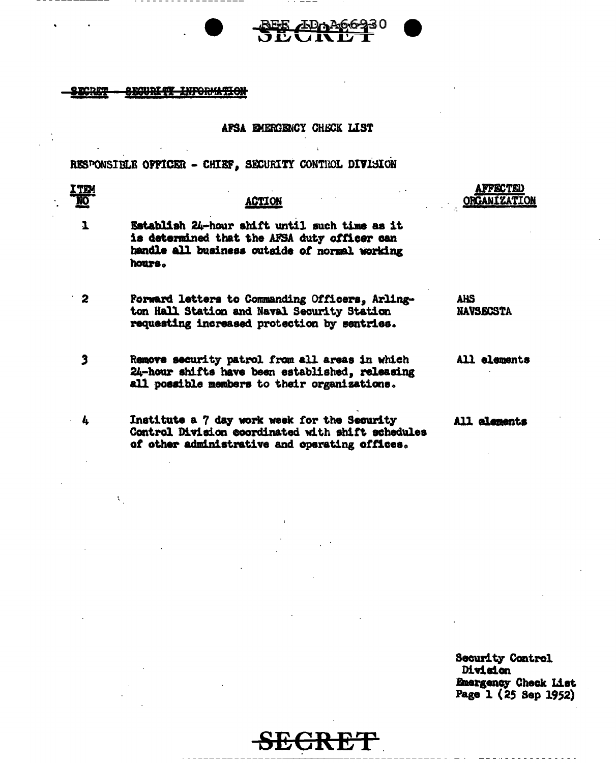SECRET — SECURITY INFORMATION

## AFSA EMERGENCY CHECK LIST

RESPONSIBLE OFFICER - CHIEF, SECURITY CONTROL DIVISION

| ITEM NO | ACTION | AFFECTED ORGANIZATION |
|---|---|---|
| 1 | Establish 24-hour shift until such time as it is determined that the AFSA duty officer can handle all business outside of normal working hours. | |
| 2 | Forward letters to Commanding Officers, Arlington Hall Station and Naval Security Station requesting increased protection by sentries. | AHS NAVSECSTA |
| 3 | Remove security patrol from all areas in which 24-hour shifts have been established, releasing all possible members to their organizations. | All elements |
| 4 | Institute a 7 day work week for the Security Control Division coordinated with shift schedules of other administrative and operating offices. | All elements |

Security Control Division
Emergency Check List
Page 1 (25 Sep 1952)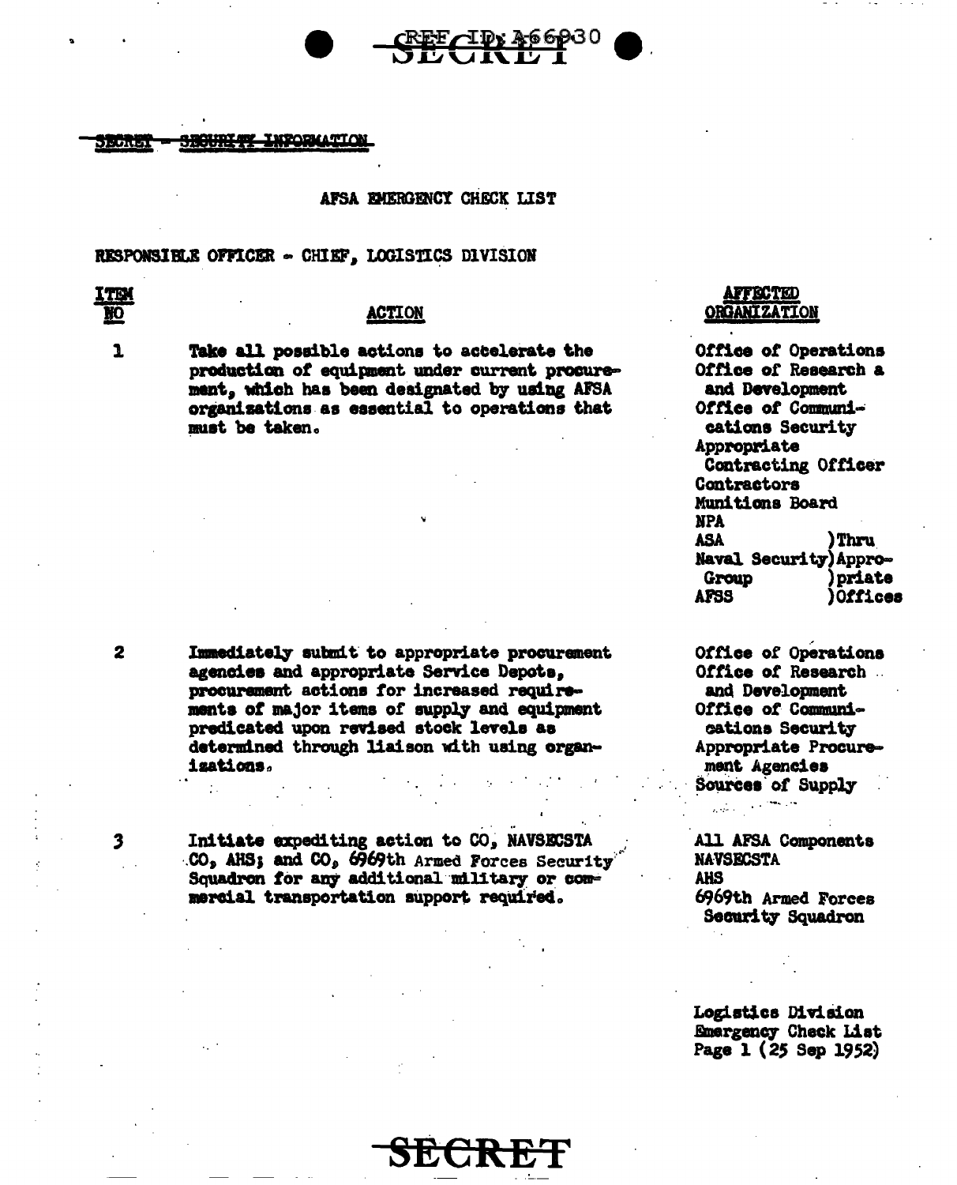~~SECRET - SECURITY INFORMATION~~

AFSA EMERGENCY CHECK LIST

RESPONSIBLE OFFICER - CHIEF, LOGISTICS DIVISION

| ITEM NO | ACTION | AFFECTED ORGANIZATION |
|---|---|---|
| 1 | Take all possible actions to accelerate the production of equipment under current procurement, which has been designated by using AFSA organizations as essential to operations that must be taken. | Office of Operations<br>Office of Research a and Development<br>Office of Communications Security<br>Appropriate Contracting Officer<br>Contractors<br>Munitions Board<br>NPA<br>ASA )Thru<br>Naval Security )Appro-<br>Group )priate<br>AFSS )Offices |
| 2 | Immediately submit to appropriate procurement agencies and appropriate Service Depots, procurement actions for increased requirements of major items of supply and equipment predicated upon revised stock levels as determined through liaison with using organizations. | Office of Operations<br>Office of Research and Development<br>Office of Communications Security<br>Appropriate Procurement Agencies<br>Sources of Supply |
| 3 | Initiate expediting action to CO, NAVSECSTA CO, AHS; and CO, 6969th Armed Forces Security Squadron for any additional military or commercial transportation support required. | All AFSA Components<br>NAVSECSTA<br>AHS<br>6969th Armed Forces Security Squadron |

Logistics Division
Emergency Check List
Page 1 (25 Sep 1952)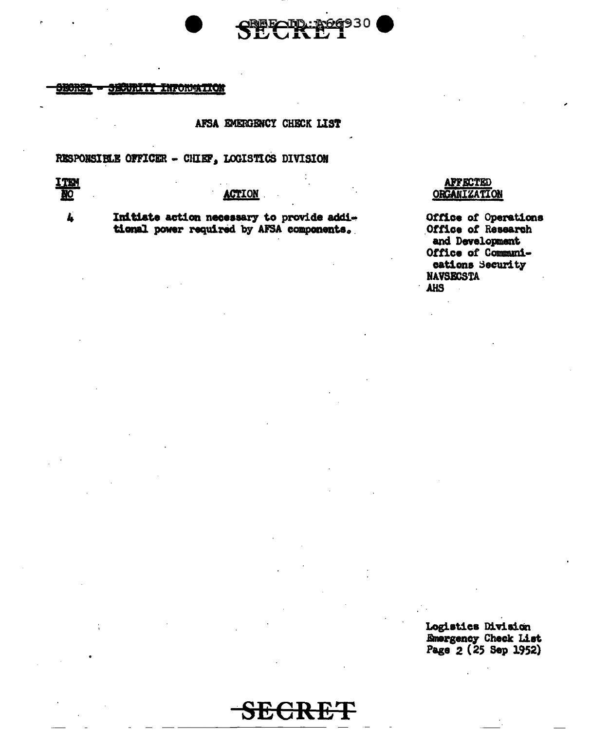~~SECRET - SECURITY INFORMATION~~

AFSA EMERGENCY CHECK LIST

RESPONSIBLE OFFICER - CHIEF, LOGISTICS DIVISION

| ITEM NO | ACTION | AFFECTED ORGANIZATION |
|---|---|---|
| 4 | Initiate action necessary to provide additional power required by AFSA components. | Office of Operations<br>Office of Research and Development<br>Office of Communications Security<br>NAVSECSTA<br>AHS |

Logistics Division
Emergency Check List
Page 2 (25 Sep 1952)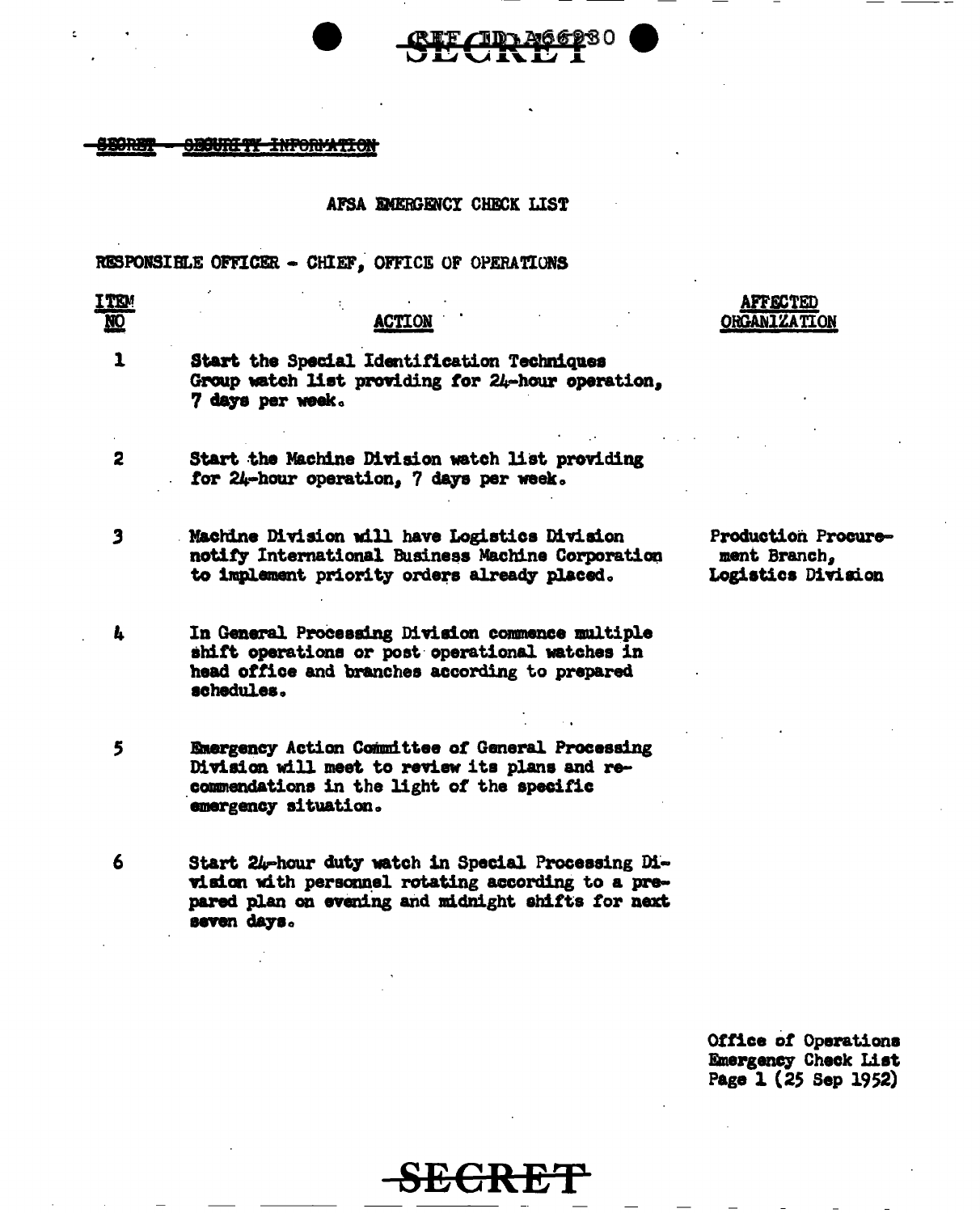~~SECRET - SECURITY INFORMATION~~

## AFSA EMERGENCY CHECK LIST

RESPONSIBLE OFFICER - CHIEF, OFFICE OF OPERATIONS

| ITEM NO | ACTION | AFFECTED ORGANIZATION |
|---|---|---|
| 1 | Start the Special Identification Techniques Group watch list providing for 24-hour operation, 7 days per week. | |
| 2 | Start the Machine Division watch list providing for 24-hour operation, 7 days per week. | |
| 3 | Machine Division will have Logistics Division notify International Business Machine Corporation to implement priority orders already placed. | Production Procurement Branch, Logistics Division |
| 4 | In General Processing Division commence multiple shift operations or post operational watches in head office and branches according to prepared schedules. | |
| 5 | Emergency Action Committee of General Processing Division will meet to review its plans and recommendations in the light of the specific emergency situation. | |
| 6 | Start 24-hour duty watch in Special Processing Division with personnel rotating according to a prepared plan on evening and midnight shifts for next seven days. | |

Office of Operations
Emergency Check List
Page 1 (25 Sep 1952)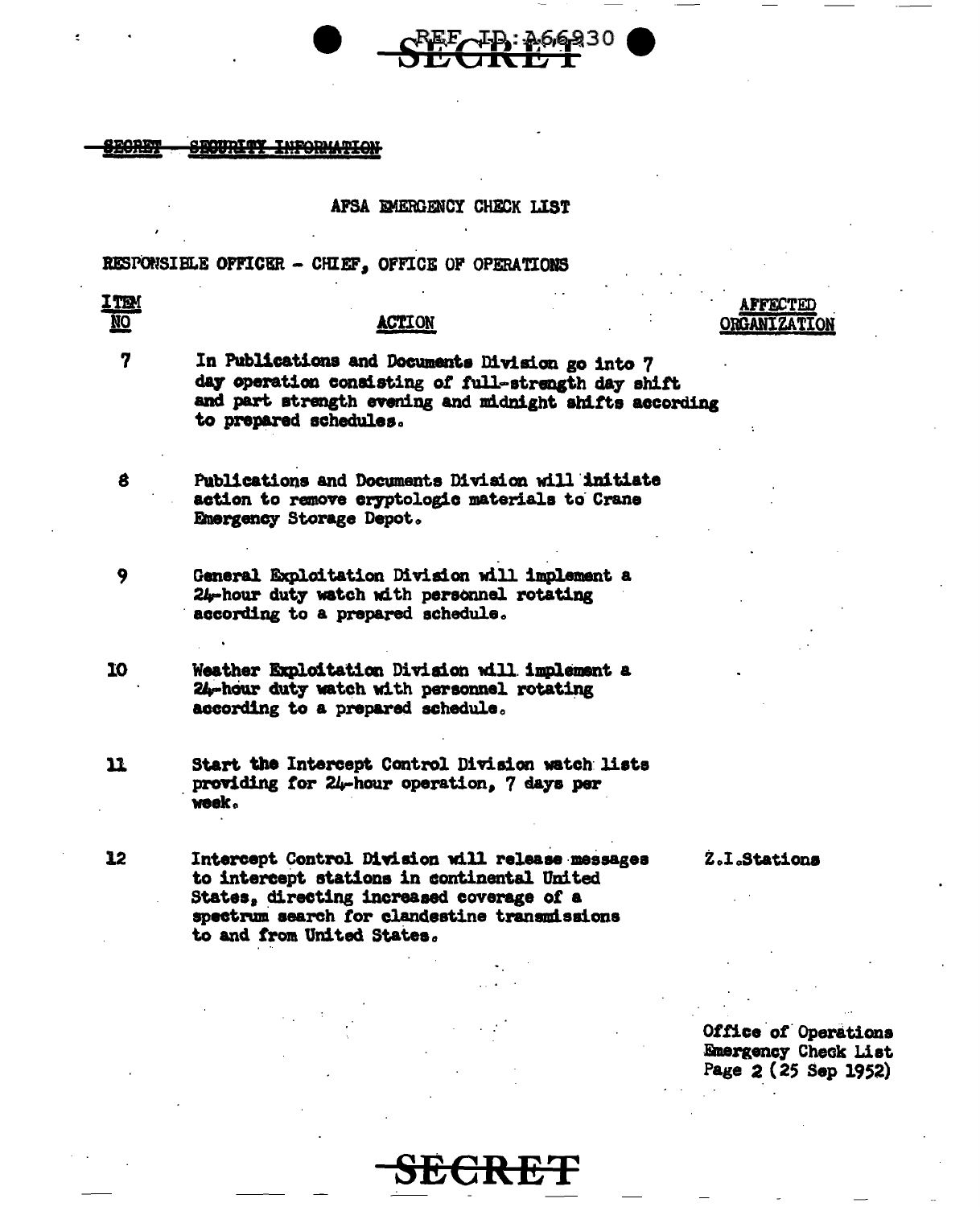SECRET SECURITY INFORMATION

AFSA EMERGENCY CHECK LIST

RESPONSIBLE OFFICER - CHIEF, OFFICE OF OPERATIONS

| ITEM NO | ACTION | AFFECTED ORGANIZATION |
|---|---|---|
| 7 | In Publications and Documents Division go into 7 day operation consisting of full-strength day shift and part strength evening and midnight shifts according to prepared schedules. | |
| 8 | Publications and Documents Division will initiate action to remove cryptologic materials to Crane Emergency Storage Depot. | |
| 9 | General Exploitation Division will implement a 24-hour duty watch with personnel rotating according to a prepared schedule. | |
| 10 | Weather Exploitation Division will implement a 24-hour duty watch with personnel rotating according to a prepared schedule. | |
| 11 | Start the Intercept Control Division watch lists providing for 24-hour operation, 7 days per week. | |
| 12 | Intercept Control Division will release messages to intercept stations in continental United States, directing increased coverage of a spectrum search for clandestine transmissions to and from United States. | Z.I.Stations |

Office of Operations
Emergency Check List
Page 2 (25 Sep 1952)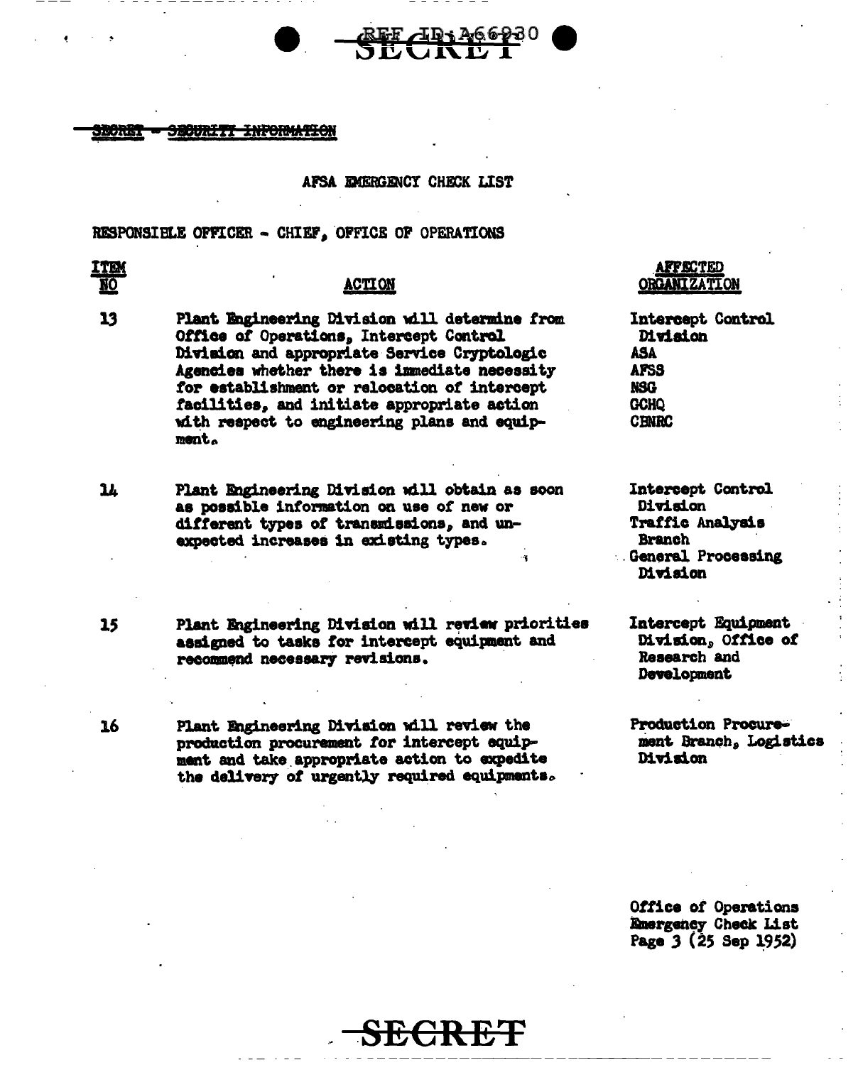SECRET - SECURITY INFORMATION

AFSA EMERGENCY CHECK LIST

RESPONSIBLE OFFICER - CHIEF, OFFICE OF OPERATIONS

| ITEM NO | ACTION | AFFECTED ORGANIZATION |
|---|---|---|
| 13 | Plant Engineering Division will determine from Office of Operations, Intercept Control Division and appropriate Service Cryptologic Agencies whether there is immediate necessity for establishment or relocation of intercept facilities, and initiate appropriate action with respect to engineering plans and equipment. | Intercept Control Division<br>ASA<br>AFSS<br>NSG<br>GCHQ<br>CBNRC |
| 14 | Plant Engineering Division will obtain as soon as possible information on use of new or different types of transmissions, and unexpected increases in existing types. | Intercept Control Division<br>Traffic Analysis Branch<br>General Processing Division |
| 15 | Plant Engineering Division will review priorities assigned to tasks for intercept equipment and recommend necessary revisions. | Intercept Equipment Division, Office of Research and Development |
| 16 | Plant Engineering Division will review the production procurement for intercept equipment and take appropriate action to expedite the delivery of urgently required equipments. | Production Procurement Branch, Logistics Division |

Office of Operations
Emergency Check List
Page 3 (25 Sep 1952)

SECRET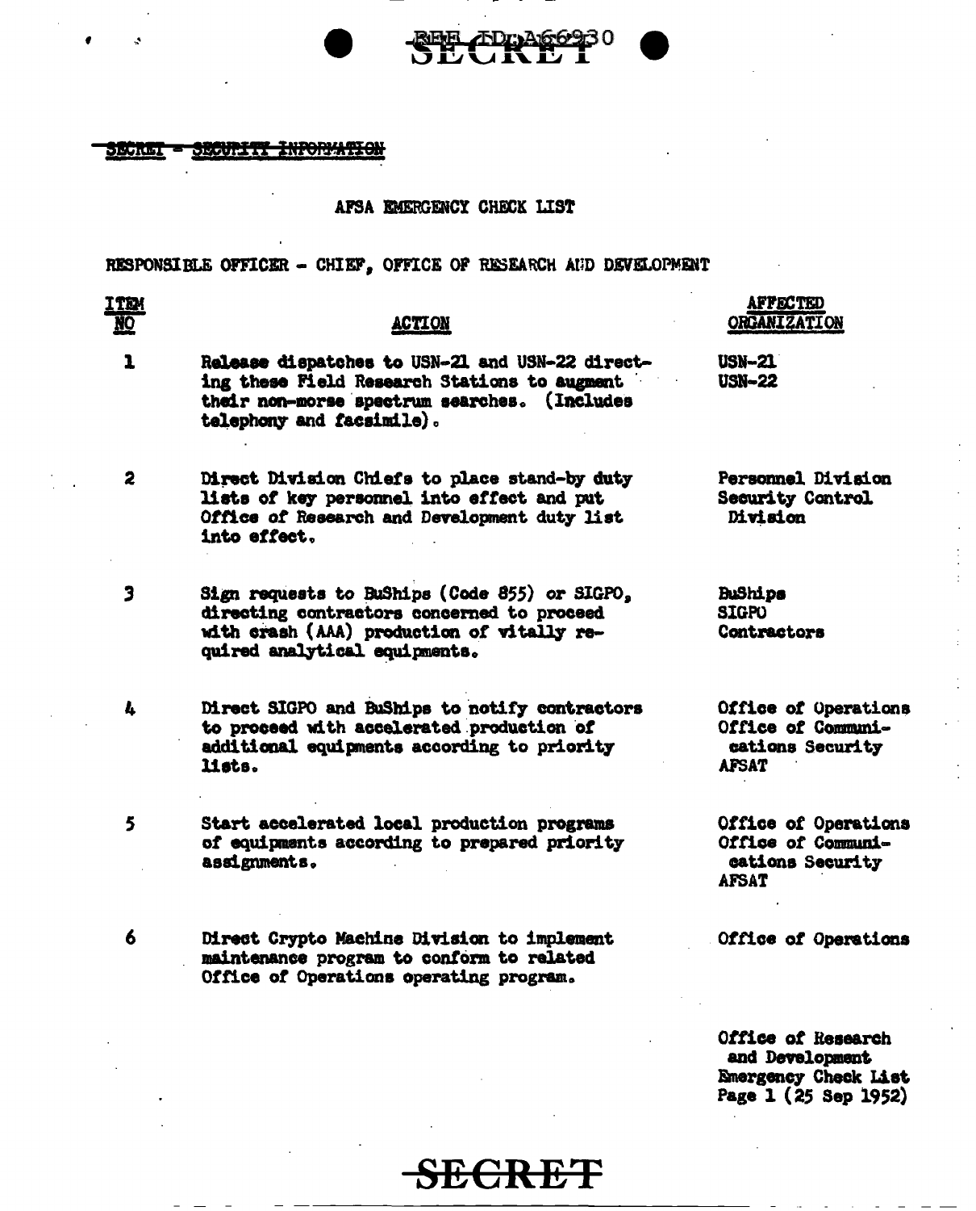SECRET - SECURITY INFORMATION

AFSA EMERGENCY CHECK LIST

RESPONSIBLE OFFICER - CHIEF, OFFICE OF RESEARCH AND DEVELOPMENT

| ITEM NO | ACTION | AFFECTED ORGANIZATION |
|---|---|---|
| 1 | Release dispatches to USN-21 and USN-22 directing these Field Research Stations to augment their non-morse spectrum searches. (Includes telephony and facsimile). | USN-21<br>USN-22 |
| 2 | Direct Division Chiefs to place stand-by duty lists of key personnel into effect and put Office of Research and Development duty list into effect. | Personnel Division<br>Security Control Division |
| 3 | Sign requests to BuShips (Code 855) or SIGPO, directing contractors concerned to proceed with crash (AAA) production of vitally required analytical equipments. | BuShips<br>SIGPO<br>Contractors |
| 4 | Direct SIGPO and BuShips to notify contractors to proceed with accelerated production of additional equipments according to priority lists. | Office of Operations<br>Office of Communications Security<br>AFSAT |
| 5 | Start accelerated local production programs of equipments according to prepared priority assignments. | Office of Operations<br>Office of Communications Security<br>AFSAT |
| 6 | Direct Crypto Machine Division to implement maintenance program to conform to related Office of Operations operating program. | Office of Operations |

Office of Research and Development
Emergency Check List
Page 1 (25 Sep 1952)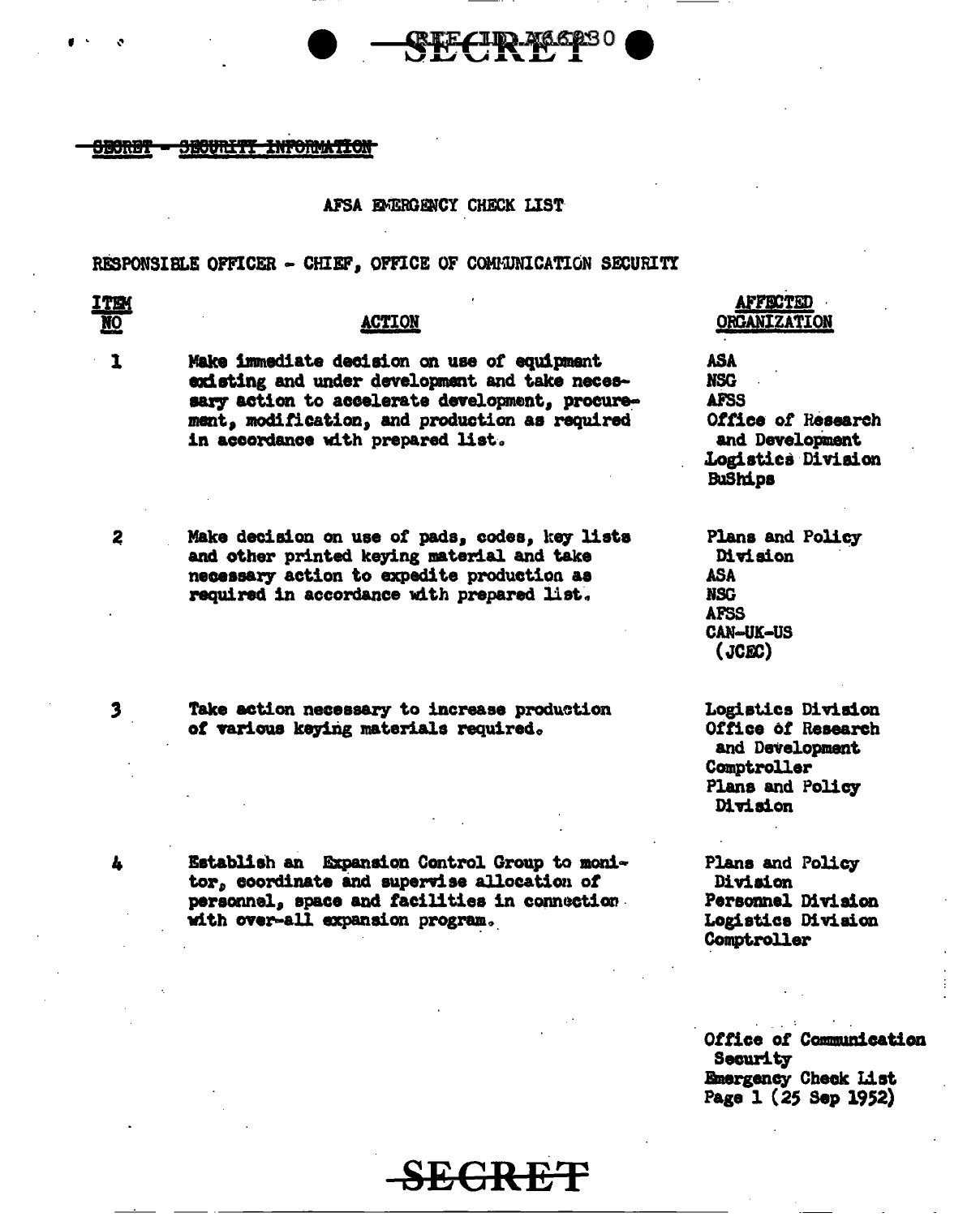~~SECRET - SECURITY INFORMATION~~

AFSA EMERGENCY CHECK LIST

RESPONSIBLE OFFICER - CHIEF, OFFICE OF COMMUNICATION SECURITY

| ITEM NO | ACTION | AFFECTED ORGANIZATION |
|---|---|---|
| 1 | Make immediate decision on use of equipment existing and under development and take necessary action to accelerate development, procurement, modification, and production as required in accordance with prepared list. | ASA<br>NSG<br>AFSS<br>Office of Research and Development<br>Logistics Division<br>BuShips |
| 2 | Make decision on use of pads, codes, key lists and other printed keying material and take necessary action to expedite production as required in accordance with prepared list. | Plans and Policy Division<br>ASA<br>NSG<br>AFSS<br>CAN-UK-US (JCEC) |
| 3 | Take action necessary to increase production of various keying materials required. | Logistics Division<br>Office of Research and Development<br>Comptroller<br>Plans and Policy Division |
| 4 | Establish an Expansion Control Group to monitor, coordinate and supervise allocation of personnel, space and facilities in connection with over-all expansion program. | Plans and Policy Division<br>Personnel Division<br>Logistics Division<br>Comptroller |

Office of Communication Security
Emergency Check List
Page 1 (25 Sep 1952)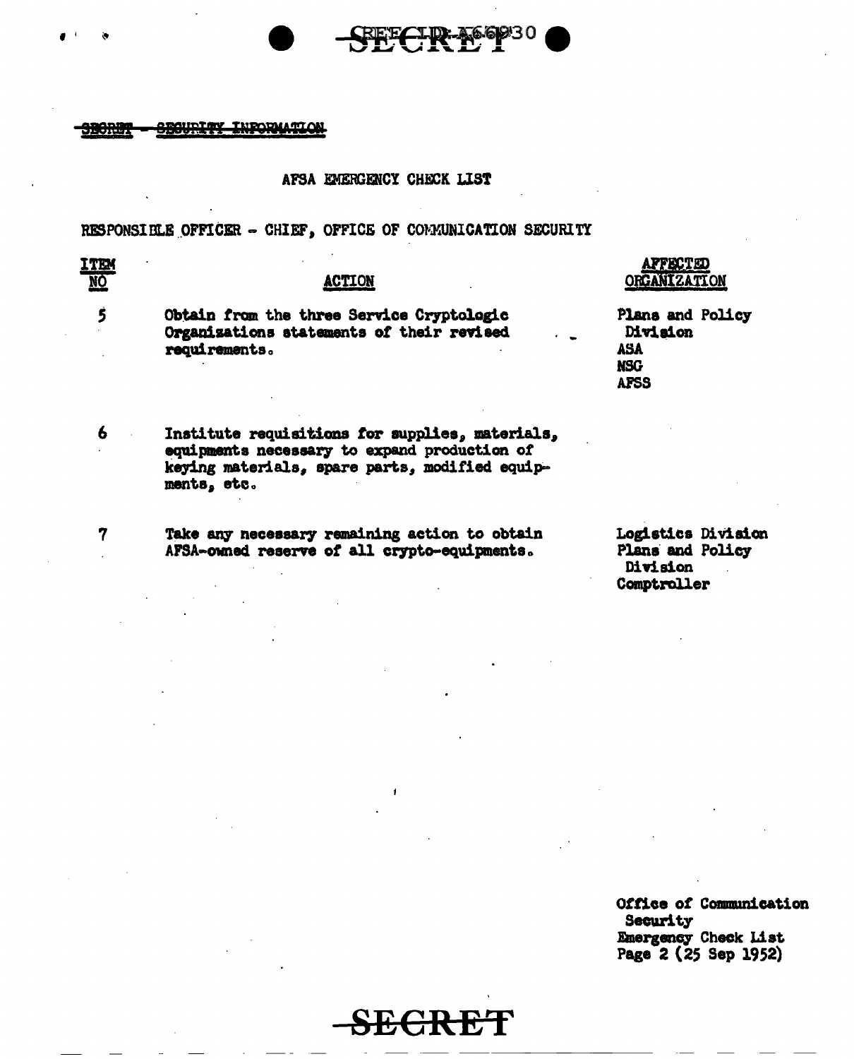~~SECRET - SECURITY INFORMATION~~

AFSA EMERGENCY CHECK LIST

RESPONSIBLE OFFICER - CHIEF, OFFICE OF COMMUNICATION SECURITY

| ITEM NO | ACTION | AFFECTED ORGANIZATION |
|---|---|---|
| 5 | Obtain from the three Service Cryptologic Organizations statements of their revised requirements. | Plans and Policy Division<br>ASA<br>NSG<br>AFSS |
| 6 | Institute requisitions for supplies, materials, equipments necessary to expand production of keying materials, spare parts, modified equipments, etc. | |
| 7 | Take any necessary remaining action to obtain AFSA-owned reserve of all crypto-equipments. | Logistics Division<br>Plans and Policy Division<br>Comptroller |

Office of Communication Security
Emergency Check List
Page 2 (25 Sep 1952)